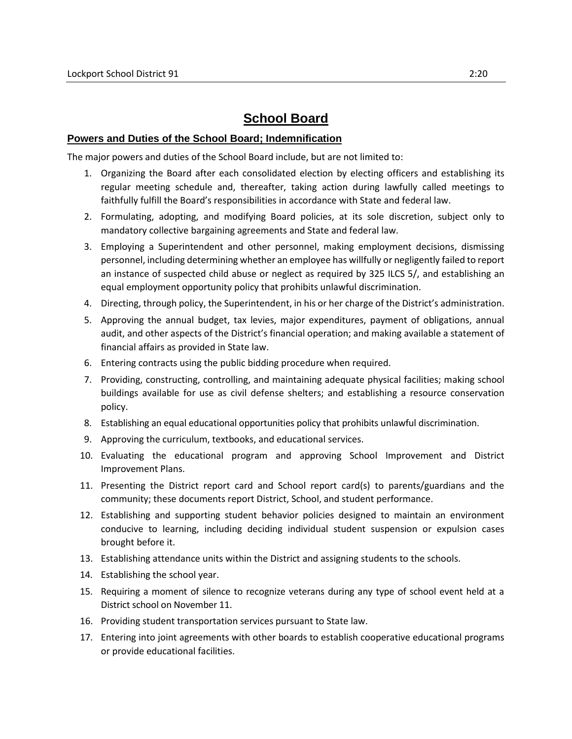# School Board

## Powers and Duties of the School Board; Indemnification

The major powers and duties of the School Board include, but are not limited to:

1. Organizing the Board after each consolidated election by electing officers and establishing its regular meeting schedule and, thereafter, taking action during lawfully called meetings to faithfully fulfill the Board's responsibilities in accordance with State and federal law.
2. Formulating, adopting, and modifying Board policies, at its sole discretion, subject only to mandatory collective bargaining agreements and State and federal law.
3. Employing a Superintendent and other personnel, making employment decisions, dismissing personnel, including determining whether an employee has willfully or negligently failed to report an instance of suspected child abuse or neglect as required by 325 ILCS 5/, and establishing an equal employment opportunity policy that prohibits unlawful discrimination.
4. Directing, through policy, the Superintendent, in his or her charge of the District's administration.
5. Approving the annual budget, tax levies, major expenditures, payment of obligations, annual audit, and other aspects of the District's financial operation; and making available a statement of financial affairs as provided in State law.
6. Entering contracts using the public bidding procedure when required.
7. Providing, constructing, controlling, and maintaining adequate physical facilities; making school buildings available for use as civil defense shelters; and establishing a resource conservation policy.
8. Establishing an equal educational opportunities policy that prohibits unlawful discrimination.
9. Approving the curriculum, textbooks, and educational services.
10. Evaluating the educational program and approving School Improvement and District Improvement Plans.
11. Presenting the District report card and School report card(s) to parents/guardians and the community; these documents report District, School, and student performance.
12. Establishing and supporting student behavior policies designed to maintain an environment conducive to learning, including deciding individual student suspension or expulsion cases brought before it.
13. Establishing attendance units within the District and assigning students to the schools.
14. Establishing the school year.
15. Requiring a moment of silence to recognize veterans during any type of school event held at a District school on November 11.
16. Providing student transportation services pursuant to State law.
17. Entering into joint agreements with other boards to establish cooperative educational programs or provide educational facilities.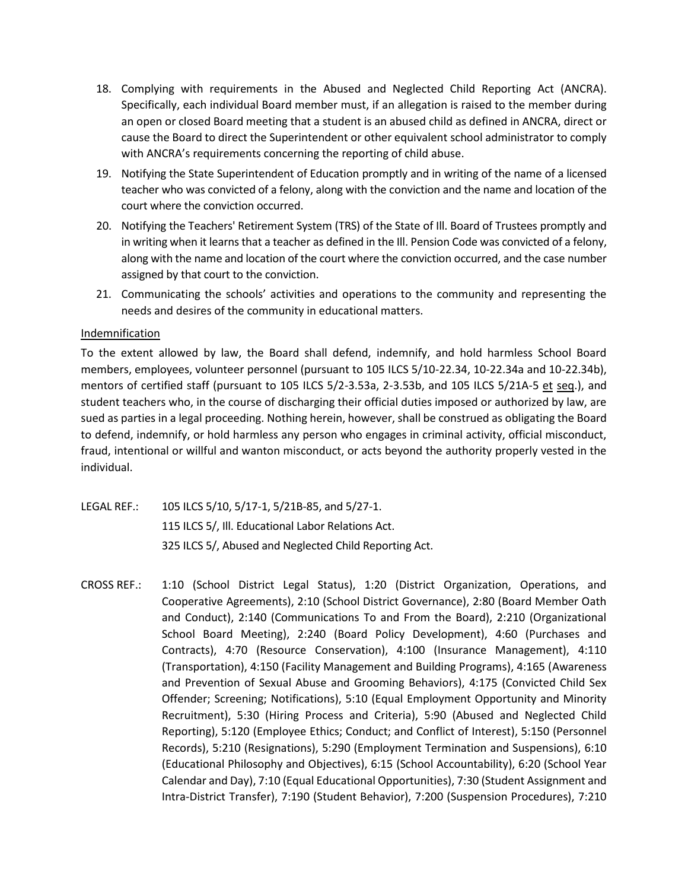18. Complying with requirements in the Abused and Neglected Child Reporting Act (ANCRA). Specifically, each individual Board member must, if an allegation is raised to the member during an open or closed Board meeting that a student is an abused child as defined in ANCRA, direct or cause the Board to direct the Superintendent or other equivalent school administrator to comply with ANCRA's requirements concerning the reporting of child abuse.
19. Notifying the State Superintendent of Education promptly and in writing of the name of a licensed teacher who was convicted of a felony, along with the conviction and the name and location of the court where the conviction occurred.
20. Notifying the Teachers' Retirement System (TRS) of the State of Ill. Board of Trustees promptly and in writing when it learns that a teacher as defined in the Ill. Pension Code was convicted of a felony, along with the name and location of the court where the conviction occurred, and the case number assigned by that court to the conviction.
21. Communicating the schools' activities and operations to the community and representing the needs and desires of the community in educational matters.

Indemnification

To the extent allowed by law, the Board shall defend, indemnify, and hold harmless School Board members, employees, volunteer personnel (pursuant to 105 ILCS 5/10-22.34, 10-22.34a and 10-22.34b), mentors of certified staff (pursuant to 105 ILCS 5/2-3.53a, 2-3.53b, and 105 ILCS 5/21A-5 et seq.), and student teachers who, in the course of discharging their official duties imposed or authorized by law, are sued as parties in a legal proceeding. Nothing herein, however, shall be construed as obligating the Board to defend, indemnify, or hold harmless any person who engages in criminal activity, official misconduct, fraud, intentional or willful and wanton misconduct, or acts beyond the authority properly vested in the individual.

LEGAL REF.: 105 ILCS 5/10, 5/17-1, 5/21B-85, and 5/27-1.
115 ILCS 5/, Ill. Educational Labor Relations Act.
325 ILCS 5/, Abused and Neglected Child Reporting Act.

CROSS REF.: 1:10 (School District Legal Status), 1:20 (District Organization, Operations, and Cooperative Agreements), 2:10 (School District Governance), 2:80 (Board Member Oath and Conduct), 2:140 (Communications To and From the Board), 2:210 (Organizational School Board Meeting), 2:240 (Board Policy Development), 4:60 (Purchases and Contracts), 4:70 (Resource Conservation), 4:100 (Insurance Management), 4:110 (Transportation), 4:150 (Facility Management and Building Programs), 4:165 (Awareness and Prevention of Sexual Abuse and Grooming Behaviors), 4:175 (Convicted Child Sex Offender; Screening; Notifications), 5:10 (Equal Employment Opportunity and Minority Recruitment), 5:30 (Hiring Process and Criteria), 5:90 (Abused and Neglected Child Reporting), 5:120 (Employee Ethics; Conduct; and Conflict of Interest), 5:150 (Personnel Records), 5:210 (Resignations), 5:290 (Employment Termination and Suspensions), 6:10 (Educational Philosophy and Objectives), 6:15 (School Accountability), 6:20 (School Year Calendar and Day), 7:10 (Equal Educational Opportunities), 7:30 (Student Assignment and Intra-District Transfer), 7:190 (Student Behavior), 7:200 (Suspension Procedures), 7:210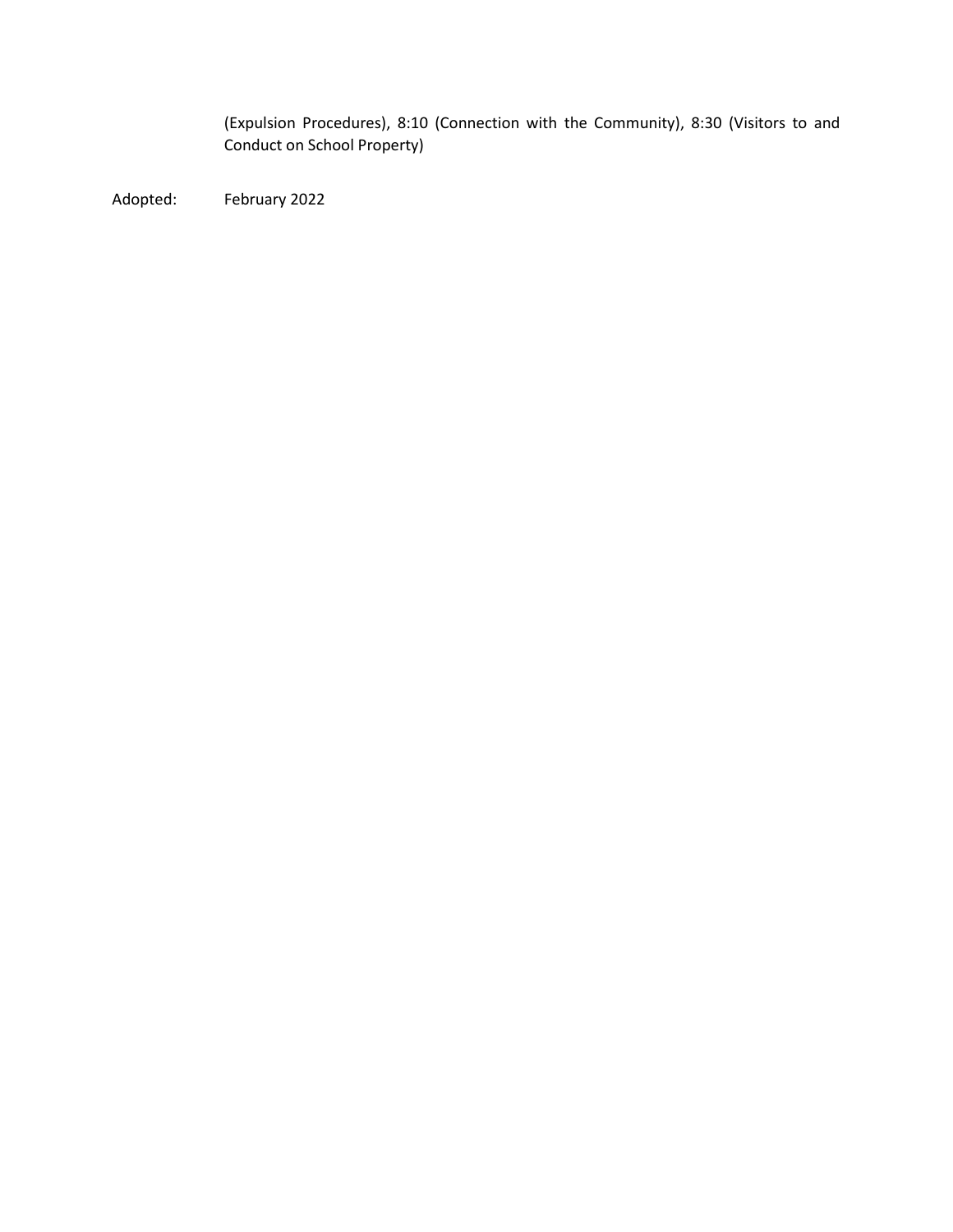(Expulsion Procedures), 8:10 (Connection with the Community), 8:30 (Visitors to and Conduct on School Property)

Adopted: February 2022